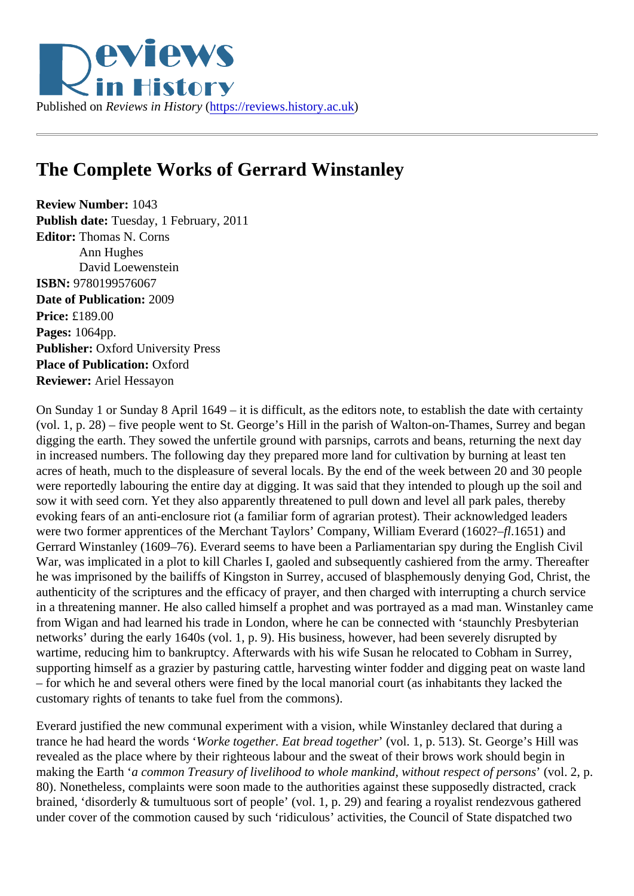Published on *Reviews in History* (https://reviews.history.ac.uk)

# The Complete Works of Gerrard Winstanley

**Review Number:** 1043
**Publish date:** Tuesday, 1 February, 2011
**Editor:** Thomas N. Corns
Ann Hughes
David Loewenstein
**ISBN:** 9780199576067
**Date of Publication:** 2009
**Price:** £189.00
**Pages:** 1064pp.
**Publisher:** Oxford University Press
**Place of Publication:** Oxford
**Reviewer:** Ariel Hessayon

On Sunday 1 or Sunday 8 April 1649 – it is difficult, as the editors note, to establish the date with certainty (vol. 1, p. 28) – five people went to St. George's Hill in the parish of Walton-on-Thames, Surrey and began digging the earth. They sowed the unfertile ground with parsnips, carrots and beans, returning the next day in increased numbers. The following day they prepared more land for cultivation by burning at least ten acres of heath, much to the displeasure of several locals. By the end of the week between 20 and 30 people were reportedly labouring the entire day at digging. It was said that they intended to plough up the soil and sow it with seed corn. Yet they also apparently threatened to pull down and level all park pales, thereby evoking fears of an anti-enclosure riot (a familiar form of agrarian protest). Their acknowledged leaders were two former apprentices of the Merchant Taylors' Company, William Everard (1602?–*fl.*1651) and Gerrard Winstanley (1609–76). Everard seems to have been a Parliamentarian spy during the English Civil War, was implicated in a plot to kill Charles I, gaoled and subsequently cashiered from the army. Thereafter he was imprisoned by the bailiffs of Kingston in Surrey, accused of blasphemously denying God, Christ, the authenticity of the scriptures and the efficacy of prayer, and then charged with interrupting a church service in a threatening manner. He also called himself a prophet and was portrayed as a mad man. Winstanley came from Wigan and had learned his trade in London, where he can be connected with 'staunchly Presbyterian networks' during the early 1640s (vol. 1, p. 9). His business, however, had been severely disrupted by wartime, reducing him to bankruptcy. Afterwards with his wife Susan he relocated to Cobham in Surrey, supporting himself as a grazier by pasturing cattle, harvesting winter fodder and digging peat on waste land – for which he and several others were fined by the local manorial court (as inhabitants they lacked the customary rights of tenants to take fuel from the commons).

Everard justified the new communal experiment with a vision, while Winstanley declared that during a trance he had heard the words '*Worke together. Eat bread together*' (vol. 1, p. 513). St. George's Hill was revealed as the place where by their righteous labour and the sweat of their brows work should begin in making the Earth '*a common Treasury of livelihood to whole mankind, without respect of persons*' (vol. 2, p. 80). Nonetheless, complaints were soon made to the authorities against these supposedly distracted, crack brained, 'disorderly & tumultuous sort of people' (vol. 1, p. 29) and fearing a royalist rendezvous gathered under cover of the commotion caused by such 'ridiculous' activities, the Council of State dispatched two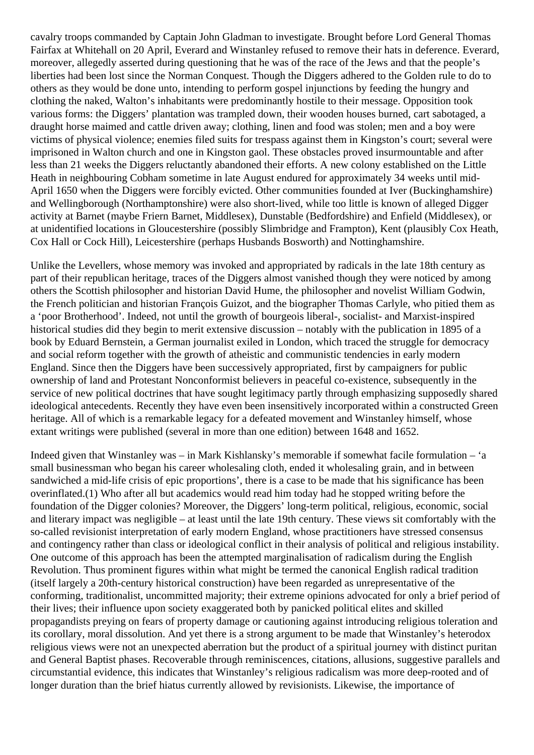cavalry troops commanded by Captain John Gladman to investigate. Brought before Lord General Thomas Fairfax at Whitehall on 20 April, Everard and Winstanley refused to remove their hats in deference. Everard, moreover, allegedly asserted during questioning that he was of the race of the Jews and that the people's liberties had been lost since the Norman Conquest. Though the Diggers adhered to the Golden rule to do to others as they would be done unto, intending to perform gospel injunctions by feeding the hungry and clothing the naked, Walton's inhabitants were predominantly hostile to their message. Opposition took various forms: the Diggers' plantation was trampled down, their wooden houses burned, cart sabotaged, a draught horse maimed and cattle driven away; clothing, linen and food was stolen; men and a boy were victims of physical violence; enemies filed suits for trespass against them in Kingston's court; several were imprisoned in Walton church and one in Kingston gaol. These obstacles proved insurmountable and after less than 21 weeks the Diggers reluctantly abandoned their efforts. A new colony established on the Little Heath in neighbouring Cobham sometime in late August endured for approximately 34 weeks until mid-April 1650 when the Diggers were forcibly evicted. Other communities founded at Iver (Buckinghamshire) and Wellingborough (Northamptonshire) were also short-lived, while too little is known of alleged Digger activity at Barnet (maybe Friern Barnet, Middlesex), Dunstable (Bedfordshire) and Enfield (Middlesex), or at unidentified locations in Gloucestershire (possibly Slimbridge and Frampton), Kent (plausibly Cox Heath, Cox Hall or Cock Hill), Leicestershire (perhaps Husbands Bosworth) and Nottinghamshire.

Unlike the Levellers, whose memory was invoked and appropriated by radicals in the late 18th century as part of their republican heritage, traces of the Diggers almost vanished though they were noticed by among others the Scottish philosopher and historian David Hume, the philosopher and novelist William Godwin, the French politician and historian François Guizot, and the biographer Thomas Carlyle, who pitied them as a 'poor Brotherhood'. Indeed, not until the growth of bourgeois liberal-, socialist- and Marxist-inspired historical studies did they begin to merit extensive discussion – notably with the publication in 1895 of a book by Eduard Bernstein, a German journalist exiled in London, which traced the struggle for democracy and social reform together with the growth of atheistic and communistic tendencies in early modern England. Since then the Diggers have been successively appropriated, first by campaigners for public ownership of land and Protestant Nonconformist believers in peaceful co-existence, subsequently in the service of new political doctrines that have sought legitimacy partly through emphasizing supposedly shared ideological antecedents. Recently they have even been insensitively incorporated within a constructed Green heritage. All of which is a remarkable legacy for a defeated movement and Winstanley himself, whose extant writings were published (several in more than one edition) between 1648 and 1652.

Indeed given that Winstanley was – in Mark Kishlansky's memorable if somewhat facile formulation – 'a small businessman who began his career wholesaling cloth, ended it wholesaling grain, and in between sandwiched a mid-life crisis of epic proportions', there is a case to be made that his significance has been overinflated.(1) Who after all but academics would read him today had he stopped writing before the foundation of the Digger colonies? Moreover, the Diggers' long-term political, religious, economic, social and literary impact was negligible – at least until the late 19th century. These views sit comfortably with the so-called revisionist interpretation of early modern England, whose practitioners have stressed consensus and contingency rather than class or ideological conflict in their analysis of political and religious instability. One outcome of this approach has been the attempted marginalisation of radicalism during the English Revolution. Thus prominent figures within what might be termed the canonical English radical tradition (itself largely a 20th-century historical construction) have been regarded as unrepresentative of the conforming, traditionalist, uncommitted majority; their extreme opinions advocated for only a brief period of their lives; their influence upon society exaggerated both by panicked political elites and skilled propagandists preying on fears of property damage or cautioning against introducing religious toleration and its corollary, moral dissolution. And yet there is a strong argument to be made that Winstanley's heterodox religious views were not an unexpected aberration but the product of a spiritual journey with distinct puritan and General Baptist phases. Recoverable through reminiscences, citations, allusions, suggestive parallels and circumstantial evidence, this indicates that Winstanley's religious radicalism was more deep-rooted and of longer duration than the brief hiatus currently allowed by revisionists. Likewise, the importance of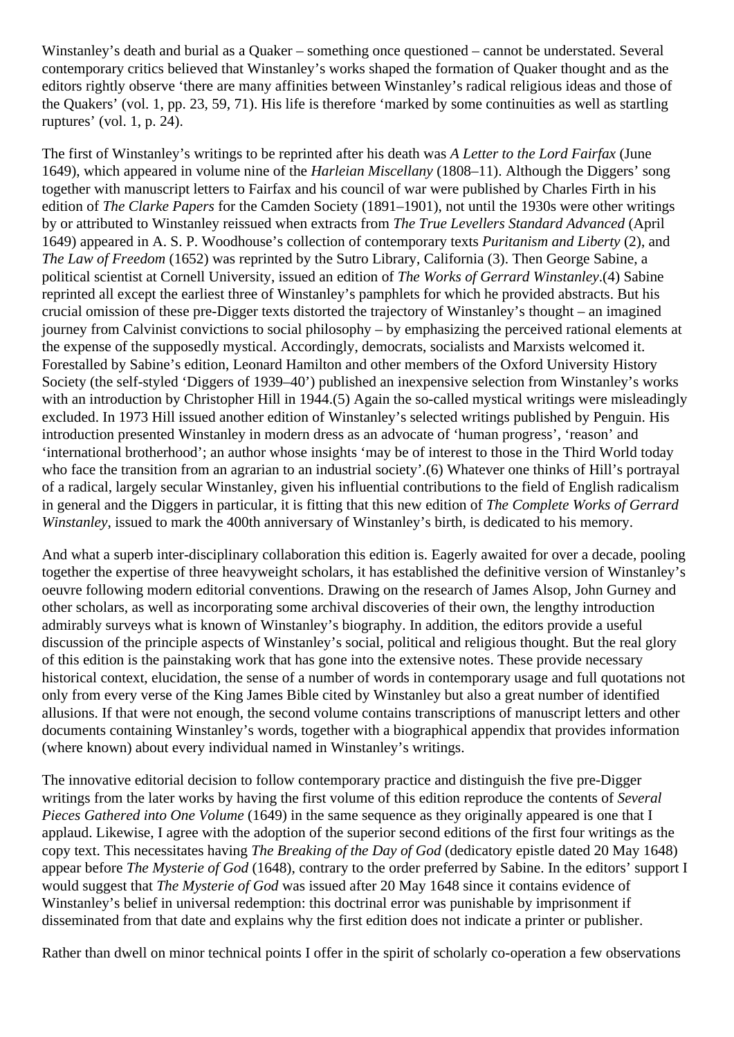Winstanley's death and burial as a Quaker – something once questioned – cannot be understated. Several contemporary critics believed that Winstanley's works shaped the formation of Quaker thought and as the editors rightly observe 'there are many affinities between Winstanley's radical religious ideas and those of the Quakers' (vol. 1, pp. 23, 59, 71). His life is therefore 'marked by some continuities as well as startling ruptures' (vol. 1, p. 24).

The first of Winstanley's writings to be reprinted after his death was *A Letter to the Lord Fairfax* (June 1649), which appeared in volume nine of the *Harleian Miscellany* (1808–11). Although the Diggers' song together with manuscript letters to Fairfax and his council of war were published by Charles Firth in his edition of *The Clarke Papers* for the Camden Society (1891–1901), not until the 1930s were other writings by or attributed to Winstanley reissued when extracts from *The True Levellers Standard Advanced* (April 1649) appeared in A. S. P. Woodhouse's collection of contemporary texts *Puritanism and Liberty* (2), and *The Law of Freedom* (1652) was reprinted by the Sutro Library, California (3). Then George Sabine, a political scientist at Cornell University, issued an edition of *The Works of Gerrard Winstanley*.(4) Sabine reprinted all except the earliest three of Winstanley's pamphlets for which he provided abstracts. But his crucial omission of these pre-Digger texts distorted the trajectory of Winstanley's thought – an imagined journey from Calvinist convictions to social philosophy – by emphasizing the perceived rational elements at the expense of the supposedly mystical. Accordingly, democrats, socialists and Marxists welcomed it. Forestalled by Sabine's edition, Leonard Hamilton and other members of the Oxford University History Society (the self-styled 'Diggers of 1939–40') published an inexpensive selection from Winstanley's works with an introduction by Christopher Hill in 1944.(5) Again the so-called mystical writings were misleadingly excluded. In 1973 Hill issued another edition of Winstanley's selected writings published by Penguin. His introduction presented Winstanley in modern dress as an advocate of 'human progress', 'reason' and 'international brotherhood'; an author whose insights 'may be of interest to those in the Third World today who face the transition from an agrarian to an industrial society'.(6) Whatever one thinks of Hill's portrayal of a radical, largely secular Winstanley, given his influential contributions to the field of English radicalism in general and the Diggers in particular, it is fitting that this new edition of *The Complete Works of Gerrard Winstanley*, issued to mark the 400th anniversary of Winstanley's birth, is dedicated to his memory.

And what a superb inter-disciplinary collaboration this edition is. Eagerly awaited for over a decade, pooling together the expertise of three heavyweight scholars, it has established the definitive version of Winstanley's oeuvre following modern editorial conventions. Drawing on the research of James Alsop, John Gurney and other scholars, as well as incorporating some archival discoveries of their own, the lengthy introduction admirably surveys what is known of Winstanley's biography. In addition, the editors provide a useful discussion of the principle aspects of Winstanley's social, political and religious thought. But the real glory of this edition is the painstaking work that has gone into the extensive notes. These provide necessary historical context, elucidation, the sense of a number of words in contemporary usage and full quotations not only from every verse of the King James Bible cited by Winstanley but also a great number of identified allusions. If that were not enough, the second volume contains transcriptions of manuscript letters and other documents containing Winstanley's words, together with a biographical appendix that provides information (where known) about every individual named in Winstanley's writings.

The innovative editorial decision to follow contemporary practice and distinguish the five pre-Digger writings from the later works by having the first volume of this edition reproduce the contents of *Several Pieces Gathered into One Volume* (1649) in the same sequence as they originally appeared is one that I applaud. Likewise, I agree with the adoption of the superior second editions of the first four writings as the copy text. This necessitates having *The Breaking of the Day of God* (dedicatory epistle dated 20 May 1648) appear before *The Mysterie of God* (1648), contrary to the order preferred by Sabine. In the editors' support I would suggest that *The Mysterie of God* was issued after 20 May 1648 since it contains evidence of Winstanley's belief in universal redemption: this doctrinal error was punishable by imprisonment if disseminated from that date and explains why the first edition does not indicate a printer or publisher.

Rather than dwell on minor technical points I offer in the spirit of scholarly co-operation a few observations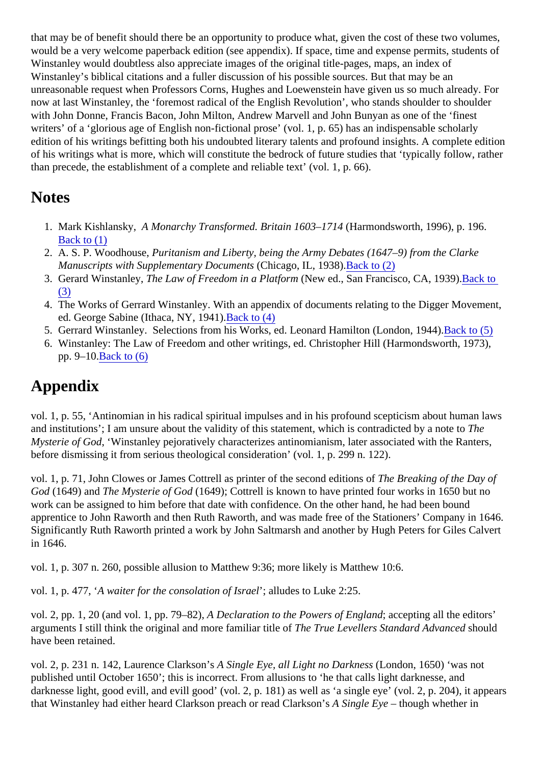that may be of benefit should there be an opportunity to produce what, given the cost of these two volumes, would be a very welcome paperback edition (see appendix). If space, time and expense permits, students of Winstanley would doubtless also appreciate images of the original title-pages, maps, an index of Winstanley's biblical citations and a fuller discussion of his possible sources. But that may be an unreasonable request when Professors Corns, Hughes and Loewenstein have given us so much already. For now at last Winstanley, the 'foremost radical of the English Revolution', who stands shoulder to shoulder with John Donne, Francis Bacon, John Milton, Andrew Marvell and John Bunyan as one of the 'finest writers' of a 'glorious age of English non-fictional prose' (vol. 1, p. 65) has an indispensable scholarly edition of his writings befitting both his undoubted literary talents and profound insights. A complete edition of his writings what is more, which will constitute the bedrock of future studies that 'typically follow, rather than precede, the establishment of a complete and reliable text' (vol. 1, p. 66).

## Notes

1. Mark Kishlansky, *A Monarchy Transformed. Britain 1603–1714* (Harmondsworth, 1996), p. 196. Back to (1)
2. A. S. P. Woodhouse, *Puritanism and Liberty, being the Army Debates (1647–9) from the Clarke Manuscripts with Supplementary Documents* (Chicago, IL, 1938). Back to (2)
3. Gerard Winstanley, *The Law of Freedom in a Platform* (New ed., San Francisco, CA, 1939). Back to (3)
4. The Works of Gerrard Winstanley. With an appendix of documents relating to the Digger Movement, ed. George Sabine (Ithaca, NY, 1941). Back to (4)
5. Gerrard Winstanley. Selections from his Works, ed. Leonard Hamilton (London, 1944). Back to (5)
6. Winstanley: The Law of Freedom and other writings, ed. Christopher Hill (Harmondsworth, 1973), pp. 9–10. Back to (6)

## Appendix

vol. 1, p. 55, 'Antinomian in his radical spiritual impulses and in his profound scepticism about human laws and institutions'; I am unsure about the validity of this statement, which is contradicted by a note to *The Mysterie of God*, 'Winstanley pejoratively characterizes antinomianism, later associated with the Ranters, before dismissing it from serious theological consideration' (vol. 1, p. 299 n. 122).

vol. 1, p. 71, John Clowes or James Cottrell as printer of the second editions of *The Breaking of the Day of God* (1649) and *The Mysterie of God* (1649); Cottrell is known to have printed four works in 1650 but no work can be assigned to him before that date with confidence. On the other hand, he had been bound apprentice to John Raworth and then Ruth Raworth, and was made free of the Stationers' Company in 1646. Significantly Ruth Raworth printed a work by John Saltmarsh and another by Hugh Peters for Giles Calvert in 1646.

vol. 1, p. 307 n. 260, possible allusion to Matthew 9:36; more likely is Matthew 10:6.

vol. 1, p. 477, '*A waiter for the consolation of Israel*'; alludes to Luke 2:25.

vol. 2, pp. 1, 20 (and vol. 1, pp. 79–82), *A Declaration to the Powers of England*; accepting all the editors' arguments I still think the original and more familiar title of *The True Levellers Standard Advanced* should have been retained.

vol. 2, p. 231 n. 142, Laurence Clarkson's *A Single Eye, all Light no Darkness* (London, 1650) 'was not published until October 1650'; this is incorrect. From allusions to 'he that calls light darknesse, and darknesse light, good evill, and evill good' (vol. 2, p. 181) as well as 'a single eye' (vol. 2, p. 204), it appears that Winstanley had either heard Clarkson preach or read Clarkson's *A Single Eye* – though whether in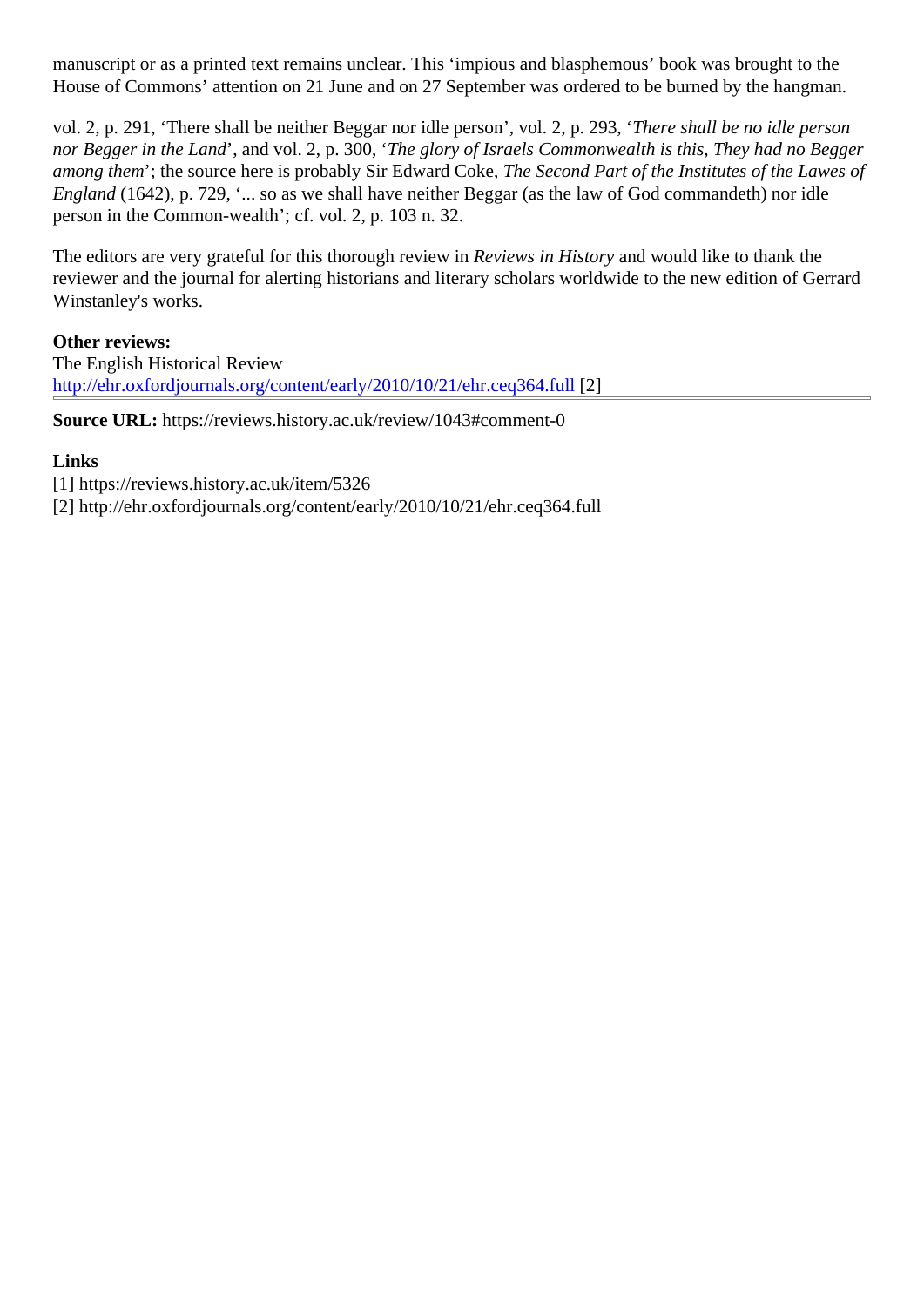manuscript or as a printed text remains unclear. This 'impious and blasphemous' book was brought to the House of Commons' attention on 21 June and on 27 September was ordered to be burned by the hangman.

vol. 2, p. 291, 'There shall be neither Beggar nor idle person', vol. 2, p. 293, '*There shall be no idle person nor Begger in the Land*', and vol. 2, p. 300, '*The glory of Israels Commonwealth is this, They had no Begger among them*'; the source here is probably Sir Edward Coke, *The Second Part of the Institutes of the Lawes of England* (1642), p. 729, '... so as we shall have neither Beggar (as the law of God commandeth) nor idle person in the Common-wealth'; cf. vol. 2, p. 103 n. 32.

The editors are very grateful for this thorough review in *Reviews in History* and would like to thank the reviewer and the journal for alerting historians and literary scholars worldwide to the new edition of Gerrard Winstanley's works.

**Other reviews:**
The English Historical Review
http://ehr.oxfordjournals.org/content/early/2010/10/21/ehr.ceq364.full [2]

---

**Source URL:** https://reviews.history.ac.uk/review/1043#comment-0

**Links**
[1] https://reviews.history.ac.uk/item/5326
[2] http://ehr.oxfordjournals.org/content/early/2010/10/21/ehr.ceq364.full